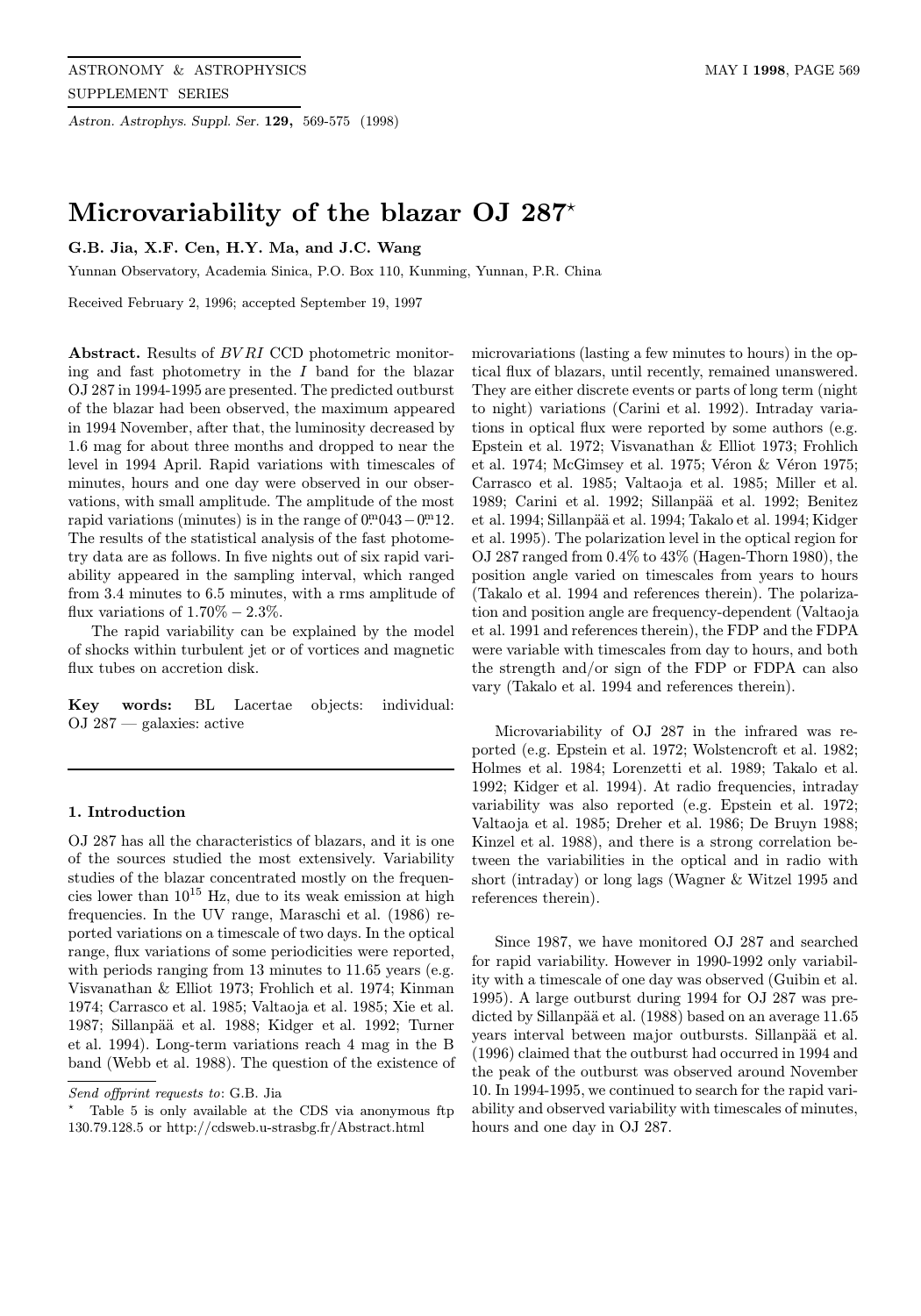# Microvariability of the blazar OJ 287*

**G.B. Jia, X.F. Cen, H.Y. Ma, and J.C. Wang**

Yunnan Observatory, Academia Sinica, P.O. Box 110, Kunming, Yunnan, P.R. China

Received February 2, 1996; accepted September 19, 1997

**Abstract.** Results of *BVRI* CCD photometric monitoring and fast photometry in the *I* band for the blazar OJ 287 in 1994-1995 are presented. The predicted outburst of the blazar had been observed, the maximum appeared in 1994 November, after that, the luminosity decreased by 1.6 mag for about three months and dropped to near the level in 1994 April. Rapid variations with timescales of minutes, hours and one day were observed in our observations, with small amplitude. The amplitude of the most rapid variations (minutes) is in the range of $0\overset{\mathrm{m}}{.}043-0\overset{\mathrm{m}}{.}12$. The results of the statistical analysis of the fast photometry data are as follows. In five nights out of six rapid variability appeared in the sampling interval, which ranged from 3.4 minutes to 6.5 minutes, with a rms amplitude of flux variations of 1.70% – 2.3%.

The rapid variability can be explained by the model of shocks within turbulent jet or of vortices and magnetic flux tubes on accretion disk.

**Key words:** BL Lacertae objects: individual: OJ 287 — galaxies: active

## 1. Introduction

OJ 287 has all the characteristics of blazars, and it is one of the sources studied the most extensively. Variability studies of the blazar concentrated mostly on the frequencies lower than $10^{15}$ Hz, due to its weak emission at high frequencies. In the UV range, Maraschi et al. (1986) reported variations on a timescale of two days. In the optical range, flux variations of some periodicities were reported, with periods ranging from 13 minutes to 11.65 years (e.g. Visvanathan & Elliot 1973; Frohlich et al. 1974; Kinman 1974; Carrasco et al. 1985; Valtaoja et al. 1985; Xie et al. 1987; Sillanpää et al. 1988; Kidger et al. 1992; Turner et al. 1994). Long-term variations reach 4 mag in the B band (Webb et al. 1988). The question of the existence of microvariations (lasting a few minutes to hours) in the optical flux of blazars, until recently, remained unanswered. They are either discrete events or parts of long term (night to night) variations (Carini et al. 1992). Intraday variations in optical flux were reported by some authors (e.g. Epstein et al. 1972; Visvanathan & Elliot 1973; Frohlich et al. 1974; McGimsey et al. 1975; Véron & Véron 1975; Carrasco et al. 1985; Valtaoja et al. 1985; Miller et al. 1989; Carini et al. 1992; Sillanpää et al. 1992; Benitez et al. 1994; Sillanpää et al. 1994; Takalo et al. 1994; Kidger et al. 1995). The polarization level in the optical region for OJ 287 ranged from 0.4% to 43% (Hagen-Thorn 1980), the position angle varied on timescales from years to hours (Takalo et al. 1994 and references therein). The polarization and position angle are frequency-dependent (Valtaoja et al. 1991 and references therein), the FDP and the FDPA were variable with timescales from day to hours, and both the strength and/or sign of the FDP or FDPA can also vary (Takalo et al. 1994 and references therein).

Microvariability of OJ 287 in the infrared was reported (e.g. Epstein et al. 1972; Wolstencroft et al. 1982; Holmes et al. 1984; Lorenzetti et al. 1989; Takalo et al. 1992; Kidger et al. 1994). At radio frequencies, intraday variability was also reported (e.g. Epstein et al. 1972; Valtaoja et al. 1985; Dreher et al. 1986; De Bruyn 1988; Kinzel et al. 1988), and there is a strong correlation between the variabilities in the optical and in radio with short (intraday) or long lags (Wagner & Witzel 1995 and references therein).

Since 1987, we have monitored OJ 287 and searched for rapid variability. However in 1990-1992 only variability with a timescale of one day was observed (Guibin et al. 1995). A large outburst during 1994 for OJ 287 was predicted by Sillanpää et al. (1988) based on an average 11.65 years interval between major outbursts. Sillanpää et al. (1996) claimed that the outburst had occurred in 1994 and the peak of the outburst was observed around November 10. In 1994-1995, we continued to search for the rapid variability and observed variability with timescales of minutes, hours and one day in OJ 287.

---

*Send offprint requests to*: G.B. Jia

* Table 5 is only available at the CDS via anonymous ftp 130.79.128.5 or http://cdsweb.u-strasbg.fr/Abstract.html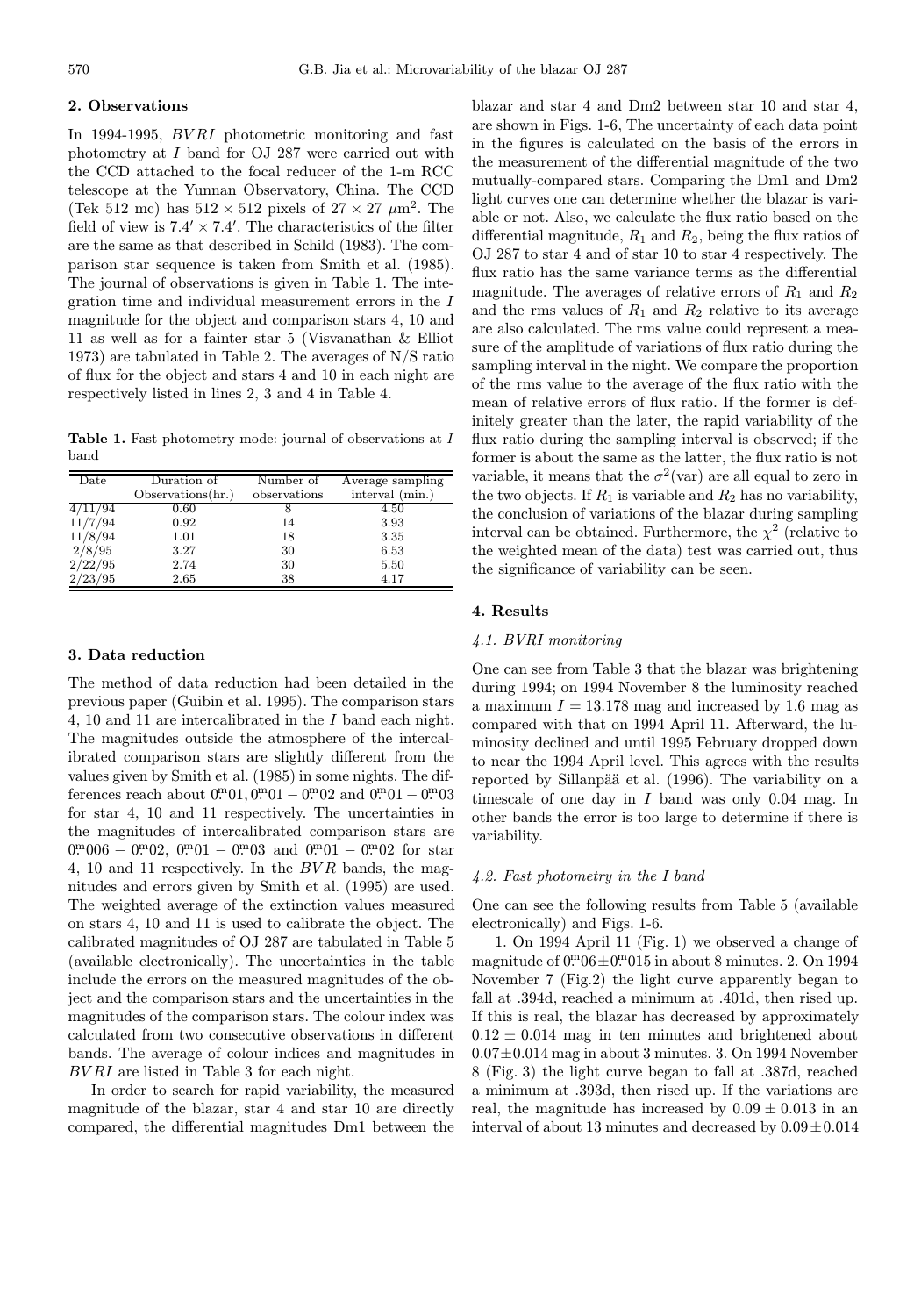## 2. Observations

In 1994-1995, $BVRI$ photometric monitoring and fast photometry at $I$ band for OJ 287 were carried out with the CCD attached to the focal reducer of the 1-m RCC telescope at the Yunnan Observatory, China. The CCD (Tek 512 mc) has $512 \times 512$ pixels of $27 \times 27$ $\mu$m$^2$. The field of view is $7.4' \times 7.4'$. The characteristics of the filter are the same as that described in Schild (1983). The comparison star sequence is taken from Smith et al. (1985). The journal of observations is given in Table 1. The integration time and individual measurement errors in the $I$ magnitude for the object and comparison stars 4, 10 and 11 as well as for a fainter star 5 (Visvanathan & Elliot 1973) are tabulated in Table 2. The averages of N/S ratio of flux for the object and stars 4 and 10 in each night are respectively listed in lines 2, 3 and 4 in Table 4.

**Table 1.** Fast photometry mode: journal of observations at $I$ band

| Date | Duration of Observations(hr.) | Number of observations | Average sampling interval (min.) |
|---|---|---|---|
| 4/11/94 | 0.60 | 8 | 4.50 |
| 11/7/94 | 0.92 | 14 | 3.93 |
| 11/8/94 | 1.01 | 18 | 3.35 |
| 2/8/95 | 3.27 | 30 | 6.53 |
| 2/22/95 | 2.74 | 30 | 5.50 |
| 2/23/95 | 2.65 | 38 | 4.17 |

## 3. Data reduction

The method of data reduction had been detailed in the previous paper (Guibin et al. 1995). The comparison stars 4, 10 and 11 are intercalibrated in the $I$ band each night. The magnitudes outside the atmosphere of the intercalibrated comparison stars are slightly different from the values given by Smith et al. (1985) in some nights. The differences reach about $0\overset{m}{.}01, 0\overset{m}{.}01 - 0\overset{m}{.}02$ and $0\overset{m}{.}01 - 0\overset{m}{.}03$ for star 4, 10 and 11 respectively. The uncertainties in the magnitudes of intercalibrated comparison stars are $0\overset{m}{.}006 - 0\overset{m}{.}02$, $0\overset{m}{.}01 - 0\overset{m}{.}03$ and $0\overset{m}{.}01 - 0\overset{m}{.}02$ for star 4, 10 and 11 respectively. In the $BVR$ bands, the magnitudes and errors given by Smith et al. (1995) are used. The weighted average of the extinction values measured on stars 4, 10 and 11 is used to calibrate the object. The calibrated magnitudes of OJ 287 are tabulated in Table 5 (available electronically). The uncertainties in the table include the errors on the measured magnitudes of the object and the comparison stars and the uncertainties in the magnitudes of the comparison stars. The colour index was calculated from two consecutive observations in different bands. The average of colour indices and magnitudes in $BVRI$ are listed in Table 3 for each night.

In order to search for rapid variability, the measured magnitude of the blazar, star 4 and star 10 are directly compared, the differential magnitudes Dm1 between the blazar and star 4 and Dm2 between star 10 and star 4, are shown in Figs. 1-6, The uncertainty of each data point in the figures is calculated on the basis of the errors in the measurement of the differential magnitude of the two mutually-compared stars. Comparing the Dm1 and Dm2 light curves one can determine whether the blazar is variable or not. Also, we calculate the flux ratio based on the differential magnitude, $R_1$ and $R_2$, being the flux ratios of OJ 287 to star 4 and of star 10 to star 4 respectively. The flux ratio has the same variance terms as the differential magnitude. The averages of relative errors of $R_1$ and $R_2$ and the rms values of $R_1$ and $R_2$ relative to its average are also calculated. The rms value could represent a measure of the amplitude of variations of flux ratio during the sampling interval in the night. We compare the proportion of the rms value to the average of the flux ratio with the mean of relative errors of flux ratio. If the former is definitely greater than the later, the rapid variability of the flux ratio during the sampling interval is observed; if the former is about the same as the latter, the flux ratio is not variable, it means that the $\sigma^2$(var) are all equal to zero in the two objects. If $R_1$ is variable and $R_2$ has no variability, the conclusion of variations of the blazar during sampling interval can be obtained. Furthermore, the $\chi^2$ (relative to the weighted mean of the data) test was carried out, thus the significance of variability can be seen.

## 4. Results

### 4.1. BVRI monitoring

One can see from Table 3 that the blazar was brightening during 1994; on 1994 November 8 the luminosity reached a maximum $I = 13.178$ mag and increased by 1.6 mag as compared with that on 1994 April 11. Afterward, the luminosity declined and until 1995 February dropped down to near the 1994 April level. This agrees with the results reported by Sillanpää et al. (1996). The variability on a timescale of one day in $I$ band was only 0.04 mag. In other bands the error is too large to determine if there is variability.

### 4.2. Fast photometry in the I band

One can see the following results from Table 5 (available electronically) and Figs. 1-6.

1. On 1994 April 11 (Fig. 1) we observed a change of magnitude of $0\overset{m}{.}06 \pm 0\overset{m}{.}015$ in about 8 minutes. 2. On 1994 November 7 (Fig.2) the light curve apparently began to fall at .394d, reached a minimum at .401d, then rose up. If this is real, the blazar has decreased by approximately $0.12 \pm 0.014$ mag in ten minutes and brightened about $0.07 \pm 0.014$ mag in about 3 minutes. 3. On 1994 November 8 (Fig. 3) the light curve began to fall at .387d, reached a minimum at .393d, then rose up. If the variations are real, the magnitude has increased by $0.09 \pm 0.013$ in an interval of about 13 minutes and decreased by $0.09 \pm 0.014$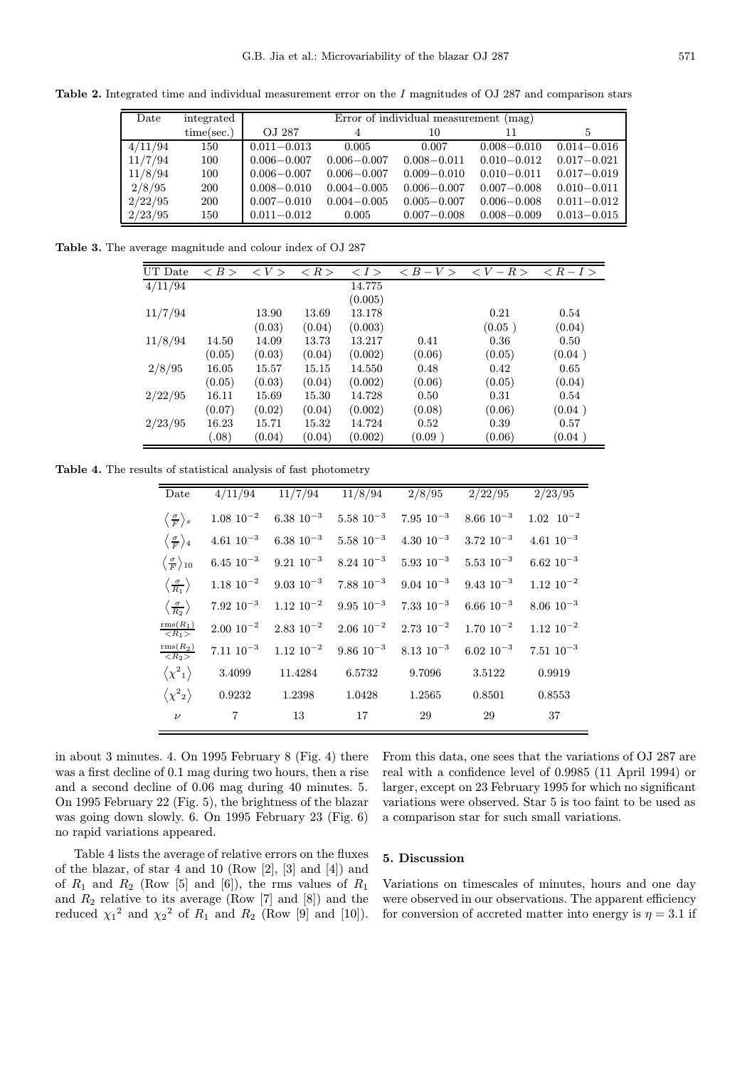**Table 2.** Integrated time and individual measurement error on the $I$ magnitudes of OJ 287 and comparison stars

| Date | integrated time(sec.) | Error of individual measurement (mag) | | | | |
|---|---|---|---|---|---|---|
| | | OJ 287 | 4 | 10 | 11 | 5 |
| 4/11/94 | 150 | 0.011−0.013 | 0.005 | 0.007 | 0.008−0.010 | 0.014−0.016 |
| 11/7/94 | 100 | 0.006−0.007 | 0.006−0.007 | 0.008−0.011 | 0.010−0.012 | 0.017−0.021 |
| 11/8/94 | 100 | 0.006−0.007 | 0.006−0.007 | 0.009−0.010 | 0.010−0.011 | 0.017−0.019 |
| 2/8/95 | 200 | 0.008−0.010 | 0.004−0.005 | 0.006−0.007 | 0.007−0.008 | 0.010−0.011 |
| 2/22/95 | 200 | 0.007−0.010 | 0.004−0.005 | 0.005−0.007 | 0.006−0.008 | 0.011−0.012 |
| 2/23/95 | 150 | 0.011−0.012 | 0.005 | 0.007−0.008 | 0.008−0.009 | 0.013−0.015 |

**Table 3.** The average magnitude and colour index of OJ 287

| UT Date | $<B>$ | $<V>$ | $<R>$ | $<I>$ | $<B-V>$ | $<V-R>$ | $<R-I>$ |
|---|---|---|---|---|---|---|---|
| 4/11/94 | | | | 14.775 | | | |
| | | | | (0.005) | | | |
| 11/7/94 | | 13.90 | 13.69 | 13.178 | | 0.21 | 0.54 |
| | | (0.03) | (0.04) | (0.003) | | (0.05) | (0.04) |
| 11/8/94 | 14.50 | 14.09 | 13.73 | 13.217 | 0.41 | 0.36 | 0.50 |
| | (0.05) | (0.03) | (0.04) | (0.002) | (0.06) | (0.05) | (0.04) |
| 2/8/95 | 16.05 | 15.57 | 15.15 | 14.550 | 0.48 | 0.42 | 0.65 |
| | (0.05) | (0.03) | (0.04) | (0.002) | (0.06) | (0.05) | (0.04) |
| 2/22/95 | 16.11 | 15.69 | 15.30 | 14.728 | 0.50 | 0.31 | 0.54 |
| | (0.07) | (0.02) | (0.04) | (0.002) | (0.08) | (0.06) | (0.04) |
| 2/23/95 | 16.23 | 15.71 | 15.32 | 14.724 | 0.52 | 0.39 | 0.57 |
| | (.08) | (0.04) | (0.04) | (0.002) | (0.09) | (0.06) | (0.04) |

**Table 4.** The results of statistical analysis of fast photometry

| Date | 4/11/94 | 11/7/94 | 11/8/94 | 2/8/95 | 2/22/95 | 2/23/95 |
|---|---|---|---|---|---|---|
| $\left\langle \frac{\sigma}{F} \right\rangle_s$ | $1.08\ 10^{-2}$ | $6.38\ 10^{-3}$ | $5.58\ 10^{-3}$ | $7.95\ 10^{-3}$ | $8.66\ 10^{-3}$ | $1.02\ 10^{-2}$ |
| $\left\langle \frac{\sigma}{F} \right\rangle_4$ | $4.61\ 10^{-3}$ | $6.38\ 10^{-3}$ | $5.58\ 10^{-3}$ | $4.30\ 10^{-3}$ | $3.72\ 10^{-3}$ | $4.61\ 10^{-3}$ |
| $\left\langle \frac{\sigma}{F} \right\rangle_{10}$ | $6.45\ 10^{-3}$ | $9.21\ 10^{-3}$ | $8.24\ 10^{-3}$ | $5.93\ 10^{-3}$ | $5.53\ 10^{-3}$ | $6.62\ 10^{-3}$ |
| $\left\langle \frac{\sigma}{R_1} \right\rangle$ | $1.18\ 10^{-2}$ | $9.03\ 10^{-3}$ | $7.88\ 10^{-3}$ | $9.04\ 10^{-3}$ | $9.43\ 10^{-3}$ | $1.12\ 10^{-2}$ |
| $\left\langle \frac{\sigma}{R_2} \right\rangle$ | $7.92\ 10^{-3}$ | $1.12\ 10^{-2}$ | $9.95\ 10^{-3}$ | $7.33\ 10^{-3}$ | $6.66\ 10^{-3}$ | $8.06\ 10^{-3}$ |
| $\frac{\mathrm{rms}(R_1)}{<R_1>}$ | $2.00\ 10^{-2}$ | $2.83\ 10^{-2}$ | $2.06\ 10^{-2}$ | $2.73\ 10^{-2}$ | $1.70\ 10^{-2}$ | $1.12\ 10^{-2}$ |
| $\frac{\mathrm{rms}(R_2)}{<R_2>}$ | $7.11\ 10^{-3}$ | $1.12\ 10^{-2}$ | $9.86\ 10^{-3}$ | $8.13\ 10^{-3}$ | $6.02\ 10^{-3}$ | $7.51\ 10^{-3}$ |
| $\left\langle {\chi^2}_1 \right\rangle$ | 3.4099 | 11.4284 | 6.5732 | 9.7096 | 3.5122 | 0.9919 |
| $\left\langle {\chi^2}_2 \right\rangle$ | 0.9232 | 1.2398 | 1.0428 | 1.2565 | 0.8501 | 0.8553 |
| $\nu$ | 7 | 13 | 17 | 29 | 29 | 37 |

in about 3 minutes. 4. On 1995 February 8 (Fig. 4) there was a first decline of 0.1 mag during two hours, then a rise and a second decline of 0.06 mag during 40 minutes. 5. On 1995 February 22 (Fig. 5), the brightness of the blazar was going down slowly. 6. On 1995 February 23 (Fig. 6) no rapid variations appeared.

Table 4 lists the average of relative errors on the fluxes of the blazar, of star 4 and 10 (Row [2], [3] and [4]) and of $R_1$ and $R_2$ (Row [5] and [6]), the rms values of $R_1$ and $R_2$ relative to its average (Row [7] and [8]) and the reduced ${\chi_1}^2$ and ${\chi_2}^2$ of $R_1$ and $R_2$ (Row [9] and [10]). From this data, one sees that the variations of OJ 287 are real with a confidence level of 0.9985 (11 April 1994) or larger, except on 23 February 1995 for which no significant variations were observed. Star 5 is too faint to be used as a comparison star for such small variations.

## 5. Discussion

Variations on timescales of minutes, hours and one day were observed in our observations. The apparent efficiency for conversion of accreted matter into energy is $\eta = 3.1$ if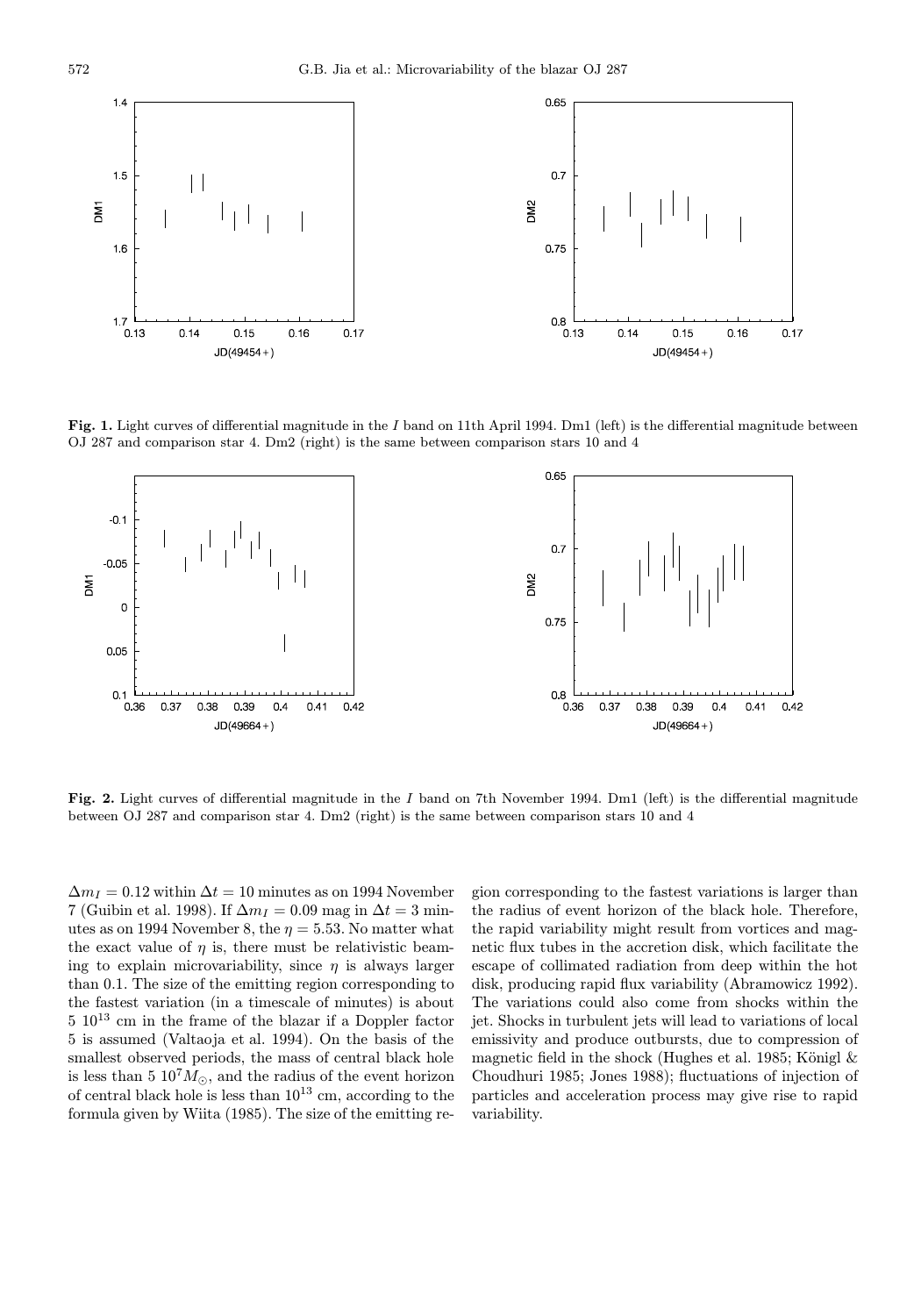**Fig. 1.** Light curves of differential magnitude in the $I$ band on 11th April 1994. Dm1 (left) is the differential magnitude between OJ 287 and comparison star 4. Dm2 (right) is the same between comparison stars 10 and 4

**Fig. 2.** Light curves of differential magnitude in the $I$ band on 7th November 1994. Dm1 (left) is the differential magnitude between OJ 287 and comparison star 4. Dm2 (right) is the same between comparison stars 10 and 4

$\Delta m_I = 0.12$ within $\Delta t = 10$ minutes as on 1994 November 7 (Guibin et al. 1998). If $\Delta m_I = 0.09$ mag in $\Delta t = 3$ minutes as on 1994 November 8, the $\eta = 5.53$. No matter what the exact value of $\eta$ is, there must be relativistic beaming to explain microvariability, since $\eta$ is always larger than 0.1. The size of the emitting region corresponding to the fastest variation (in a timescale of minutes) is about $5\ 10^{13}$ cm in the frame of the blazar if a Doppler factor 5 is assumed (Valtaoja et al. 1994). On the basis of the smallest observed periods, the mass of central black hole is less than $5\ 10^7 M_{\odot}$, and the radius of the event horizon of central black hole is less than $10^{13}$ cm, according to the formula given by Wiita (1985). The size of the emitting region corresponding to the fastest variations is larger than the radius of event horizon of the black hole. Therefore, the rapid variability might result from vortices and magnetic flux tubes in the accretion disk, which facilitate the escape of collimated radiation from deep within the hot disk, producing rapid flux variability (Abramowicz 1992). The variations could also come from shocks within the jet. Shocks in turbulent jets will lead to variations of local emissivity and produce outbursts, due to compression of magnetic field in the shock (Hughes et al. 1985; Königl & Choudhuri 1985; Jones 1988); fluctuations of injection of particles and acceleration process may give rise to rapid variability.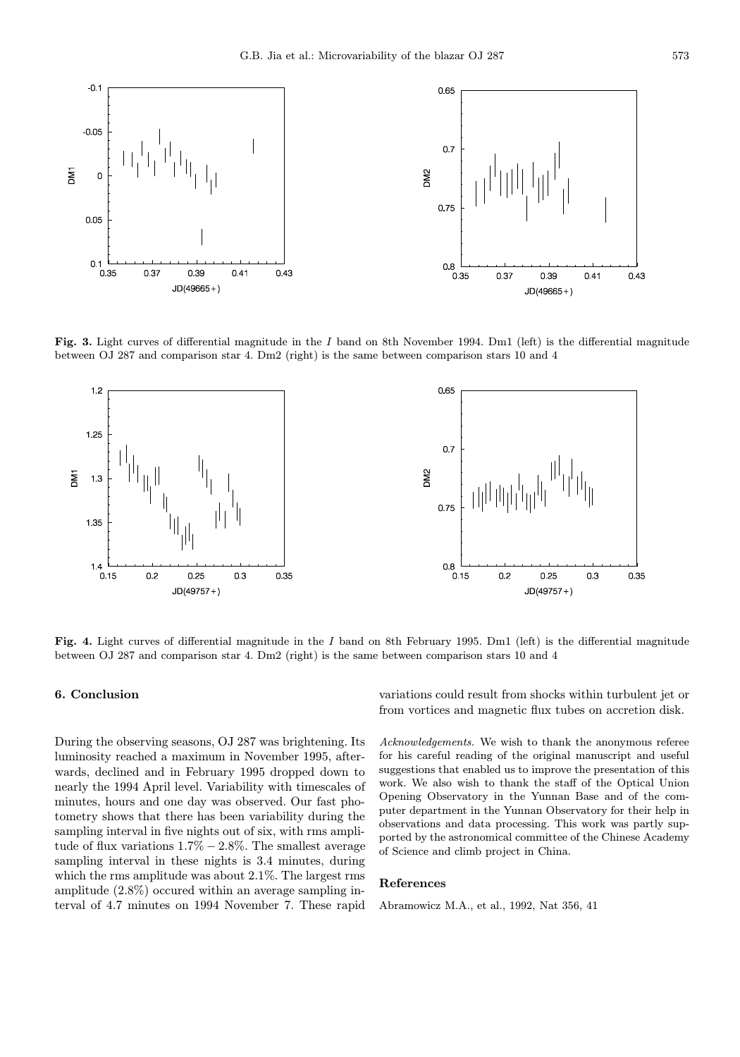**Fig. 3.** Light curves of differential magnitude in the *I* band on 8th November 1994. Dm1 (left) is the differential magnitude between OJ 287 and comparison star 4. Dm2 (right) is the same between comparison stars 10 and 4

**Fig. 4.** Light curves of differential magnitude in the *I* band on 8th February 1995. Dm1 (left) is the differential magnitude between OJ 287 and comparison star 4. Dm2 (right) is the same between comparison stars 10 and 4

## 6. Conclusion

During the observing seasons, OJ 287 was brightening. Its luminosity reached a maximum in November 1995, afterwards, declined and in February 1995 dropped down to nearly the 1994 April level. Variability with timescales of minutes, hours and one day was observed. Our fast photometry shows that there has been variability during the sampling interval in five nights out of six, with rms amplitude of flux variations $1.7\% - 2.8\%$. The smallest average sampling interval in these nights is 3.4 minutes, during which the rms amplitude was about 2.1%. The largest rms amplitude (2.8%) occured within an average sampling interval of 4.7 minutes on 1994 November 7. These rapid variations could result from shocks within turbulent jet or from vortices and magnetic flux tubes on accretion disk.

*Acknowledgements.* We wish to thank the anonymous referee for his careful reading of the original manuscript and useful suggestions that enabled us to improve the presentation of this work. We also wish to thank the staff of the Optical Union Opening Observatory in the Yunnan Base and of the computer department in the Yunnan Observatory for their help in observations and data processing. This work was partly supported by the astronomical committee of the Chinese Academy of Science and climb project in China.

## References

Abramowicz M.A., et al., 1992, Nat 356, 41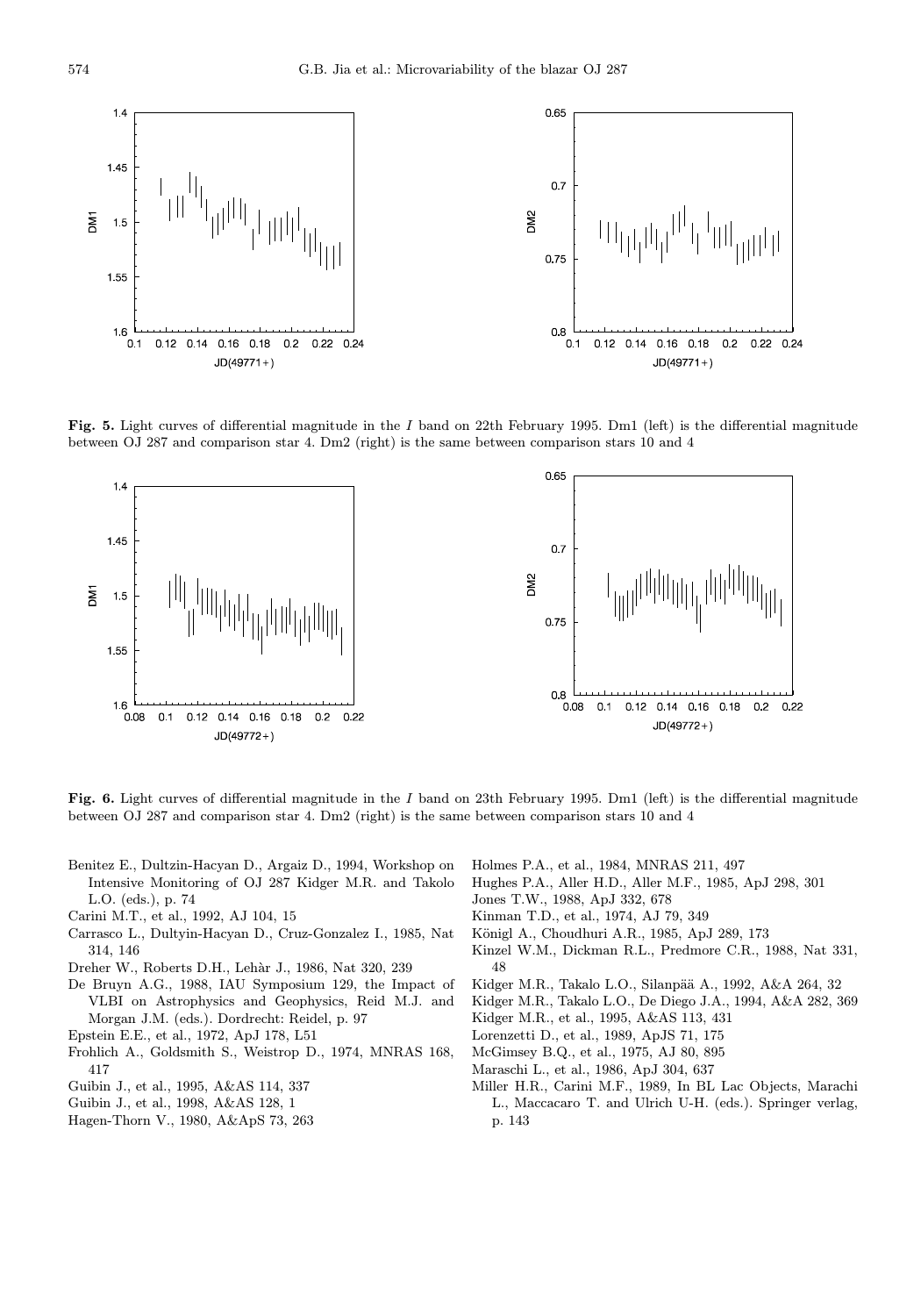**Fig. 5.** Light curves of differential magnitude in the *I* band on 22th February 1995. Dm1 (left) is the differential magnitude between OJ 287 and comparison star 4. Dm2 (right) is the same between comparison stars 10 and 4

**Fig. 6.** Light curves of differential magnitude in the *I* band on 23th February 1995. Dm1 (left) is the differential magnitude between OJ 287 and comparison star 4. Dm2 (right) is the same between comparison stars 10 and 4

- Benitez E., Dultzin-Hacyan D., Argaiz D., 1994, Workshop on Intensive Monitoring of OJ 287 Kidger M.R. and Takolo L.O. (eds.), p. 74
- Carini M.T., et al., 1992, AJ 104, 15
- Carrasco L., Dultyin-Hacyan D., Cruz-Gonzalez I., 1985, Nat 314, 146
- Dreher W., Roberts D.H., Lehàr J., 1986, Nat 320, 239
- De Bruyn A.G., 1988, IAU Symposium 129, the Impact of VLBI on Astrophysics and Geophysics, Reid M.J. and Morgan J.M. (eds.). Dordrecht: Reidel, p. 97
- Epstein E.E., et al., 1972, ApJ 178, L51
- Frohlich A., Goldsmith S., Weistrop D., 1974, MNRAS 168, 417
- Guibin J., et al., 1995, A&AS 114, 337
- Guibin J., et al., 1998, A&AS 128, 1
- Hagen-Thorn V., 1980, A&ApS 73, 263
- Holmes P.A., et al., 1984, MNRAS 211, 497
- Hughes P.A., Aller H.D., Aller M.F., 1985, ApJ 298, 301
- Jones T.W., 1988, ApJ 332, 678
- Kinman T.D., et al., 1974, AJ 79, 349
- Königl A., Choudhuri A.R., 1985, ApJ 289, 173
- Kinzel W.M., Dickman R.L., Predmore C.R., 1988, Nat 331, 48
- Kidger M.R., Takalo L.O., Silanpää A., 1992, A&A 264, 32
- Kidger M.R., Takalo L.O., De Diego J.A., 1994, A&A 282, 369
- Kidger M.R., et al., 1995, A&AS 113, 431
- Lorenzetti D., et al., 1989, ApJS 71, 175
- McGimsey B.Q., et al., 1975, AJ 80, 895
- Maraschi L., et al., 1986, ApJ 304, 637
- Miller H.R., Carini M.F., 1989, In BL Lac Objects, Marachi L., Maccacaro T. and Ulrich U-H. (eds.). Springer verlag, p. 143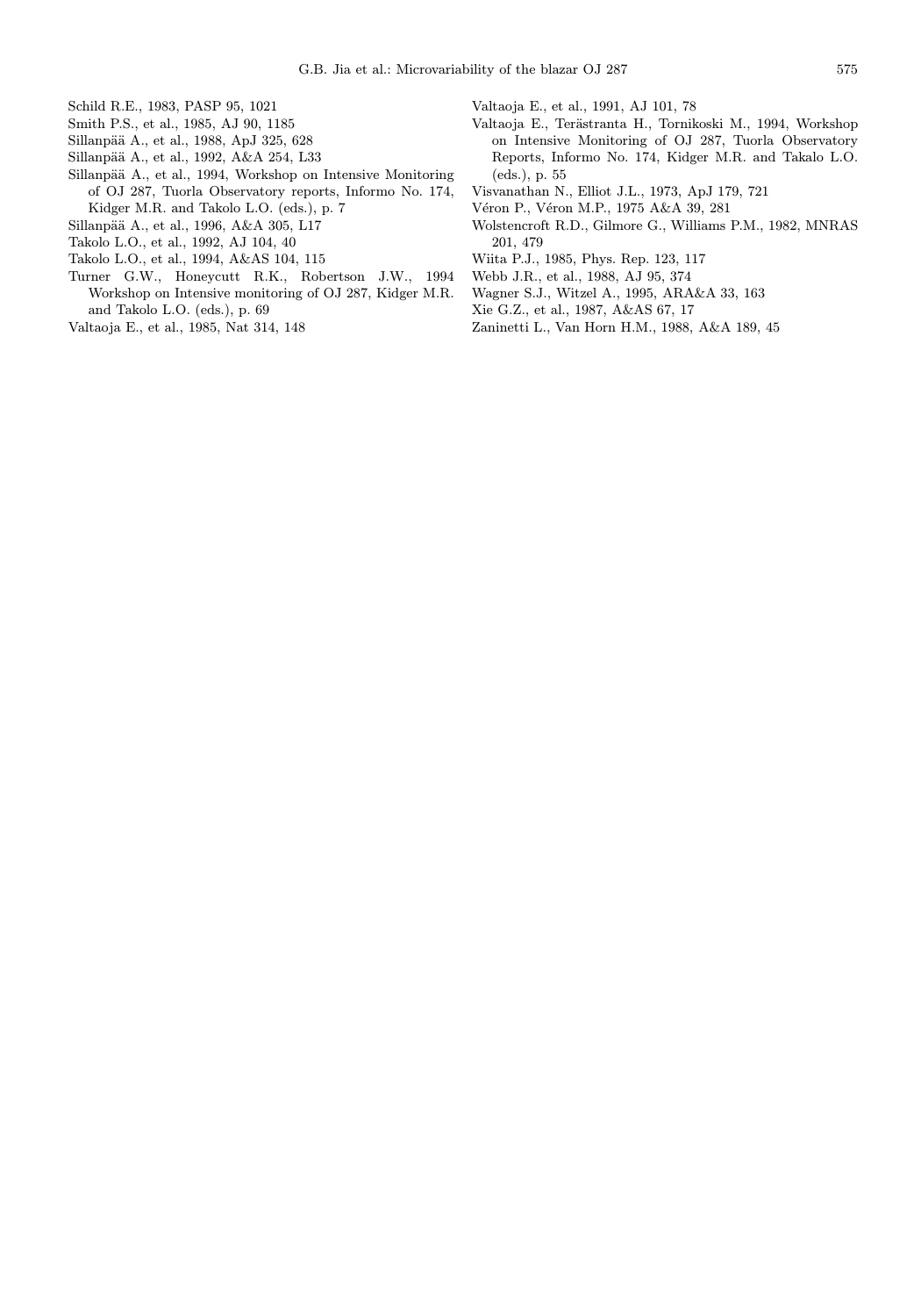Schild R.E., 1983, PASP 95, 1021

Smith P.S., et al., 1985, AJ 90, 1185

Sillanpää A., et al., 1988, ApJ 325, 628

Sillanpää A., et al., 1992, A&A 254, L33

Sillanpää A., et al., 1994, Workshop on Intensive Monitoring of OJ 287, Tuorla Observatory reports, Informo No. 174, Kidger M.R. and Takolo L.O. (eds.), p. 7

Sillanpää A., et al., 1996, A&A 305, L17

Takolo L.O., et al., 1992, AJ 104, 40

Takolo L.O., et al., 1994, A&AS 104, 115

Turner G.W., Honeycutt R.K., Robertson J.W., 1994 Workshop on Intensive monitoring of OJ 287, Kidger M.R. and Takolo L.O. (eds.), p. 69

Valtaoja E., et al., 1985, Nat 314, 148

Valtaoja E., et al., 1991, AJ 101, 78

Valtaoja E., Terästranta H., Tornikoski M., 1994, Workshop on Intensive Monitoring of OJ 287, Tuorla Observatory Reports, Informo No. 174, Kidger M.R. and Takalo L.O. (eds.), p. 55

Visvanathan N., Elliot J.L., 1973, ApJ 179, 721

Véron P., Véron M.P., 1975 A&A 39, 281

Wolstencroft R.D., Gilmore G., Williams P.M., 1982, MNRAS 201, 479

Wiita P.J., 1985, Phys. Rep. 123, 117

Webb J.R., et al., 1988, AJ 95, 374

Wagner S.J., Witzel A., 1995, ARA&A 33, 163

Xie G.Z., et al., 1987, A&AS 67, 17

Zaninetti L., Van Horn H.M., 1988, A&A 189, 45